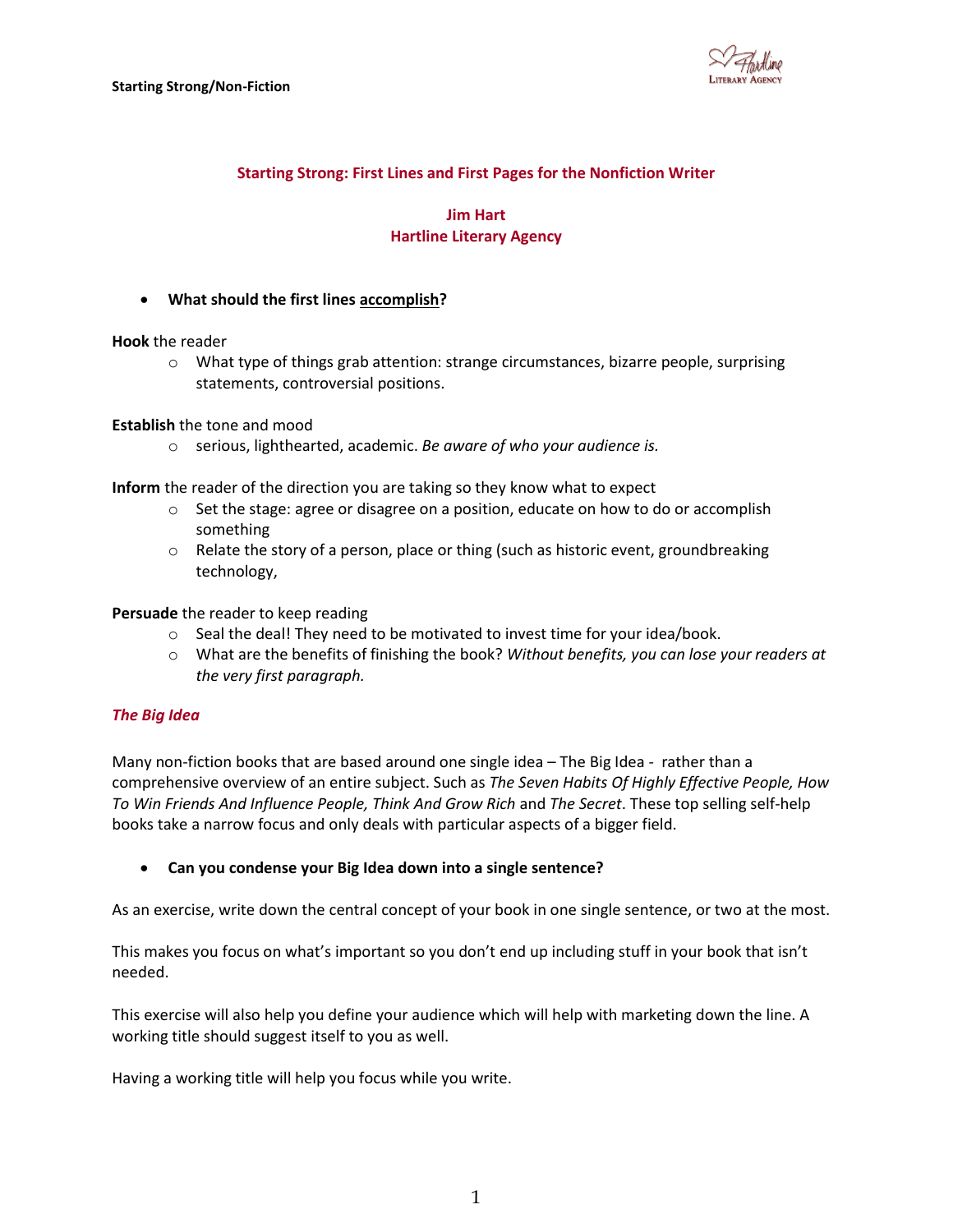# Starting Strong: First Lines and First Pages for the Nonfiction Writer

**Jim Hart**
**Hartline Literary Agency**

- **What should the first lines accomplish?**

**Hook** the reader

- What type of things grab attention: strange circumstances, bizarre people, surprising statements, controversial positions.

**Establish** the tone and mood

- serious, lighthearted, academic. *Be aware of who your audience is.*

**Inform** the reader of the direction you are taking so they know what to expect

- Set the stage: agree or disagree on a position, educate on how to do or accomplish something
- Relate the story of a person, place or thing (such as historic event, groundbreaking technology,

**Persuade** the reader to keep reading

- Seal the deal! They need to be motivated to invest time for your idea/book.
- What are the benefits of finishing the book? *Without benefits, you can lose your readers at the very first paragraph.*

## *The Big Idea*

Many non-fiction books that are based around one single idea – The Big Idea - rather than a comprehensive overview of an entire subject. Such as *The Seven Habits Of Highly Effective People, How To Win Friends And Influence People, Think And Grow Rich* and *The Secret*. These top selling self-help books take a narrow focus and only deals with particular aspects of a bigger field.

- **Can you condense your Big Idea down into a single sentence?**

As an exercise, write down the central concept of your book in one single sentence, or two at the most.

This makes you focus on what's important so you don't end up including stuff in your book that isn't needed.

This exercise will also help you define your audience which will help with marketing down the line. A working title should suggest itself to you as well.

Having a working title will help you focus while you write.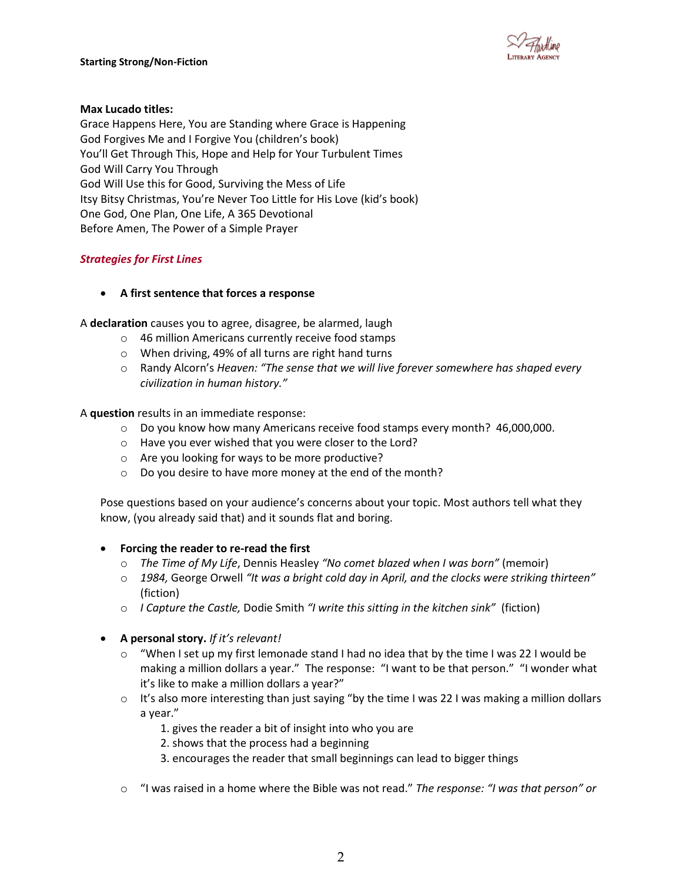**Max Lucado titles:**
Grace Happens Here, You are Standing where Grace is Happening
God Forgives Me and I Forgive You (children's book)
You'll Get Through This, Hope and Help for Your Turbulent Times
God Will Carry You Through
God Will Use this for Good, Surviving the Mess of Life
Itsy Bitsy Christmas, You're Never Too Little for His Love (kid's book)
One God, One Plan, One Life, A 365 Devotional
Before Amen, The Power of a Simple Prayer

## *Strategies for First Lines*

- **A first sentence that forces a response**

A **declaration** causes you to agree, disagree, be alarmed, laugh

- 46 million Americans currently receive food stamps
- When driving, 49% of all turns are right hand turns
- Randy Alcorn's *Heaven: "The sense that we will live forever somewhere has shaped every civilization in human history."*

A **question** results in an immediate response:

- Do you know how many Americans receive food stamps every month? 46,000,000.
- Have you ever wished that you were closer to the Lord?
- Are you looking for ways to be more productive?
- Do you desire to have more money at the end of the month?

Pose questions based on your audience's concerns about your topic. Most authors tell what they know, (you already said that) and it sounds flat and boring.

- **Forcing the reader to re-read the first**
  - *The Time of My Life*, Dennis Heasley *"No comet blazed when I was born"* (memoir)
  - *1984,* George Orwell *"It was a bright cold day in April, and the clocks were striking thirteen"* (fiction)
  - *I Capture the Castle,* Dodie Smith *"I write this sitting in the kitchen sink"* (fiction)

- **A personal story.** *If it's relevant!*
  - "When I set up my first lemonade stand I had no idea that by the time I was 22 I would be making a million dollars a year." The response: "I want to be that person." "I wonder what it's like to make a million dollars a year?"
  - It's also more interesting than just saying "by the time I was 22 I was making a million dollars a year."
    1. gives the reader a bit of insight into who you are
    2. shows that the process had a beginning
    3. encourages the reader that small beginnings can lead to bigger things
  - "I was raised in a home where the Bible was not read." *The response: "I was that person" or*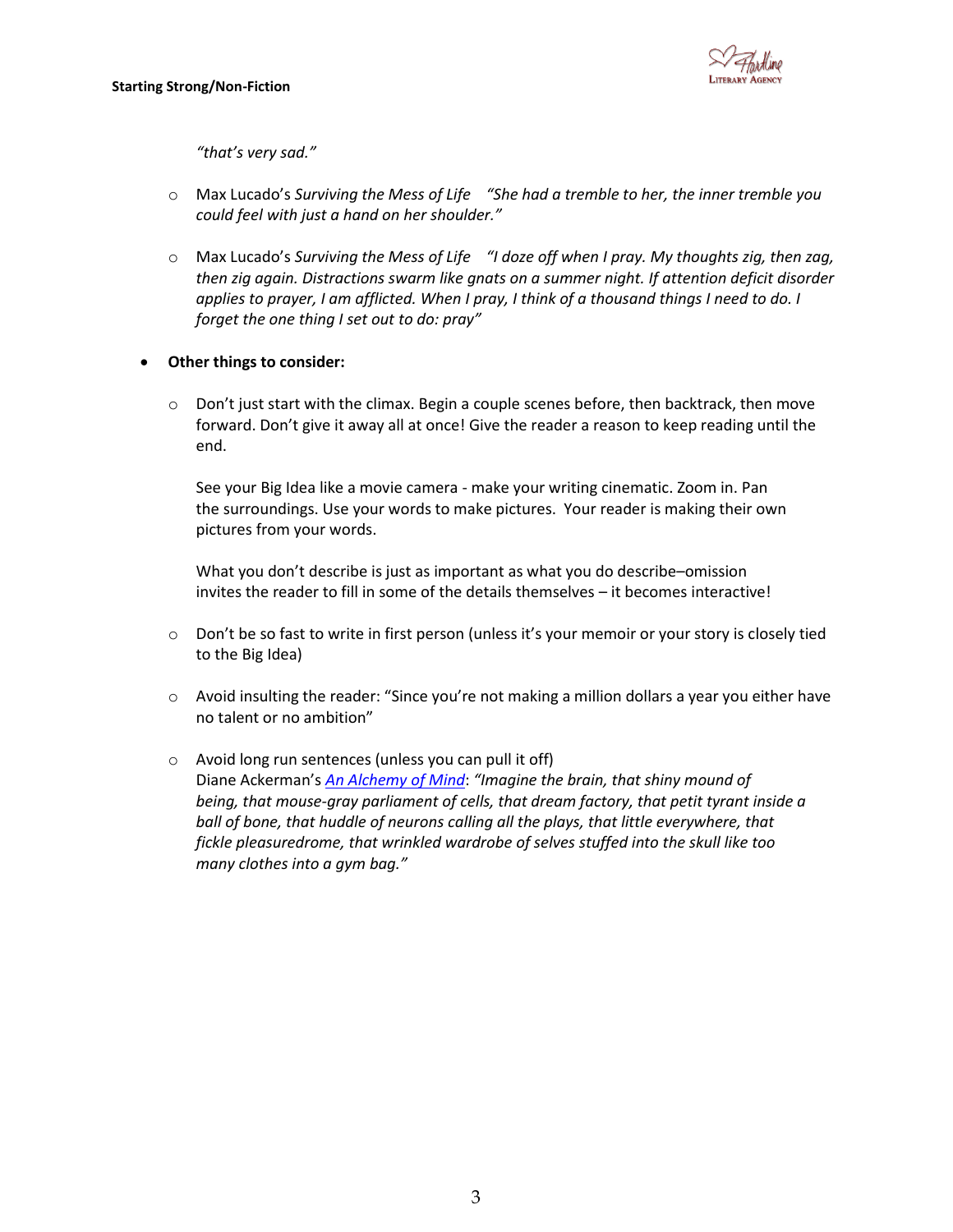*"that's very sad."*

- Max Lucado's *Surviving the Mess of Life* *"She had a tremble to her, the inner tremble you could feel with just a hand on her shoulder."*

- Max Lucado's *Surviving the Mess of Life* *"I doze off when I pray. My thoughts zig, then zag, then zig again. Distractions swarm like gnats on a summer night. If attention deficit disorder applies to prayer, I am afflicted. When I pray, I think of a thousand things I need to do. I forget the one thing I set out to do: pray"*

- **Other things to consider:**

  - Don't just start with the climax. Begin a couple scenes before, then backtrack, then move forward. Don't give it away all at once! Give the reader a reason to keep reading until the end.

    See your Big Idea like a movie camera - make your writing cinematic. Zoom in. Pan the surroundings. Use your words to make pictures. Your reader is making their own pictures from your words.

    What you don't describe is just as important as what you do describe–omission invites the reader to fill in some of the details themselves – it becomes interactive!

  - Don't be so fast to write in first person (unless it's your memoir or your story is closely tied to the Big Idea)

  - Avoid insulting the reader: "Since you're not making a million dollars a year you either have no talent or no ambition"

  - Avoid long run sentences (unless you can pull it off)
    Diane Ackerman's *[An Alchemy of Mind](#)*: *"Imagine the brain, that shiny mound of being, that mouse-gray parliament of cells, that dream factory, that petit tyrant inside a ball of bone, that huddle of neurons calling all the plays, that little everywhere, that fickle pleasuredrome, that wrinkled wardrobe of selves stuffed into the skull like too many clothes into a gym bag."*